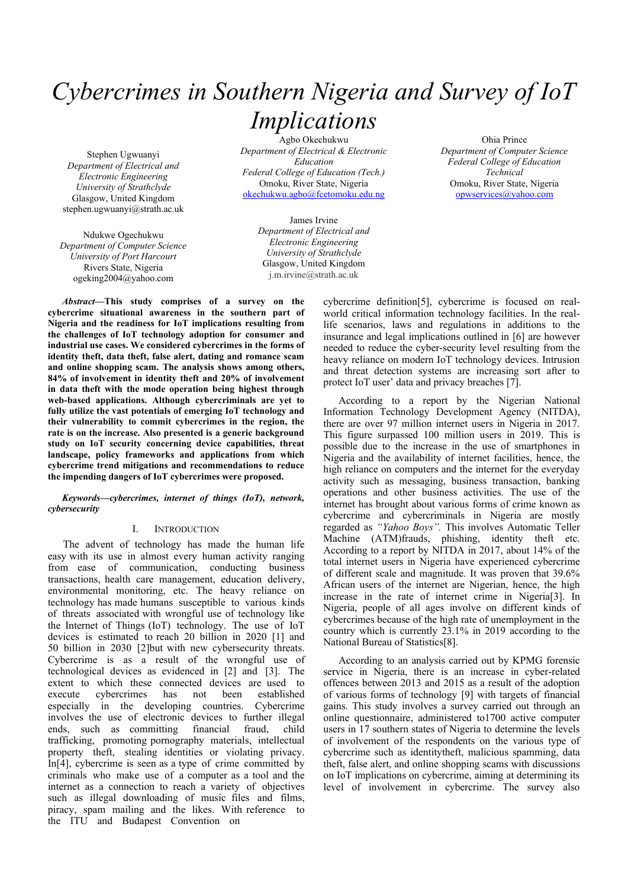# Cybercrimes in Southern Nigeria and Survey of IoT Implications

Stephen Ugwuanyi
*Department of Electrical and Electronic Engineering*
*University of Strathclyde*
Glasgow, United Kingdom
stephen.ugwuanyi@strath.ac.uk

Agbo Okechukwu
*Department of Electrical & Electronic Education*
*Federal College of Education (Tech.)*
Omoku, River State, Nigeria
okechukwu.agbo@fcetomoku.edu.ng

Ohia Prince
*Department of Computer Science*
*Federal College of Education Technical*
Omoku, River State, Nigeria
opwservices@yahoo.com

Ndukwe Ogechukwu
*Department of Computer Science*
*University of Port Harcourt*
Rivers State, Nigeria
ogeking2004@yahoo.com

James Irvine
*Department of Electrical and Electronic Engineering*
*University of Strathclyde*
Glasgow, United Kingdom
j.m.irvine@strath.ac.uk

***Abstract*—This study comprises of a survey on the cybercrime situational awareness in the southern part of Nigeria and the readiness for IoT implications resulting from the challenges of IoT technology adoption for consumer and industrial use cases. We considered cybercrimes in the forms of identity theft, data theft, false alert, dating and romance scam and online shopping scam. The analysis shows among others, 84% of involvement in identity theft and 20% of involvement in data theft with the mode operation being highest through web-based applications. Although cybercriminals are yet to fully utilize the vast potentials of emerging IoT technology and their vulnerability to commit cybercrimes in the region, the rate is on the increase. Also presented is a generic background study on IoT security concerning device capabilities, threat landscape, policy frameworks and applications from which cybercrime trend mitigations and recommendations to reduce the impending dangers of IoT cybercrimes were proposed.**

***Keywords*—cybercrimes, internet of things (IoT), network, cybersecurity**

## I. Introduction

The advent of technology has made the human life easy with its use in almost every human activity ranging from ease of communication, conducting business transactions, health care management, education delivery, environmental monitoring, etc. The heavy reliance on technology has made humans susceptible to various kinds of threats associated with wrongful use of technology like the Internet of Things (IoT) technology. The use of IoT devices is estimated to reach 20 billion in 2020 [1] and 50 billion in 2030 [2]but with new cybersecurity threats. Cybercrime is as a result of the wrongful use of technological devices as evidenced in [2] and [3]. The extent to which these connected devices are used to execute cybercrimes has not been established especially in the developing countries. Cybercrime involves the use of electronic devices to further illegal ends, such as committing financial fraud, child trafficking, promoting pornography materials, intellectual property theft, stealing identities or violating privacy. In[4], cybercrime is seen as a type of crime committed by criminals who make use of a computer as a tool and the internet as a connection to reach a variety of objectives such as illegal downloading of music files and films, piracy, spam mailing and the likes. With reference to the ITU and Budapest Convention on cybercrime definition[5], cybercrime is focused on real-world critical information technology facilities. In the real-life scenarios, laws and regulations in additions to the insurance and legal implications outlined in [6] are however needed to reduce the cyber-security level resulting from the heavy reliance on modern IoT technology devices. Intrusion and threat detection systems are increasing sort after to protect IoT user' data and privacy breaches [7].

According to a report by the Nigerian National Information Technology Development Agency (NITDA), there are over 97 million internet users in Nigeria in 2017. This figure surpassed 100 million users in 2019. This is possible due to the increase in the use of smartphones in Nigeria and the availability of internet facilities, hence, the high reliance on computers and the internet for the everyday activity such as messaging, business transaction, banking operations and other business activities. The use of the internet has brought about various forms of crime known as cybercrime and cybercriminals in Nigeria are mostly regarded as *"Yahoo Boys".* This involves Automatic Teller Machine (ATM)frauds, phishing, identity theft etc. According to a report by NITDA in 2017, about 14% of the total internet users in Nigeria have experienced cybercrime of different scale and magnitude. It was proven that 39.6% African users of the internet are Nigerian, hence, the high increase in the rate of internet crime in Nigeria[3]. In Nigeria, people of all ages involve on different kinds of cybercrimes because of the high rate of unemployment in the country which is currently 23.1% in 2019 according to the National Bureau of Statistics[8].

According to an analysis carried out by KPMG forensic service in Nigeria, there is an increase in cyber-related offences between 2013 and 2015 as a result of the adoption of various forms of technology [9] with targets of financial gains. This study involves a survey carried out through an online questionnaire, administered to1700 active computer users in 17 southern states of Nigeria to determine the levels of involvement of the respondents on the various type of cybercrime such as identitytheft, malicious spamming, data theft, false alert, and online shopping scams with discussions on IoT implications on cybercrime, aiming at determining its level of involvement in cybercrime. The survey also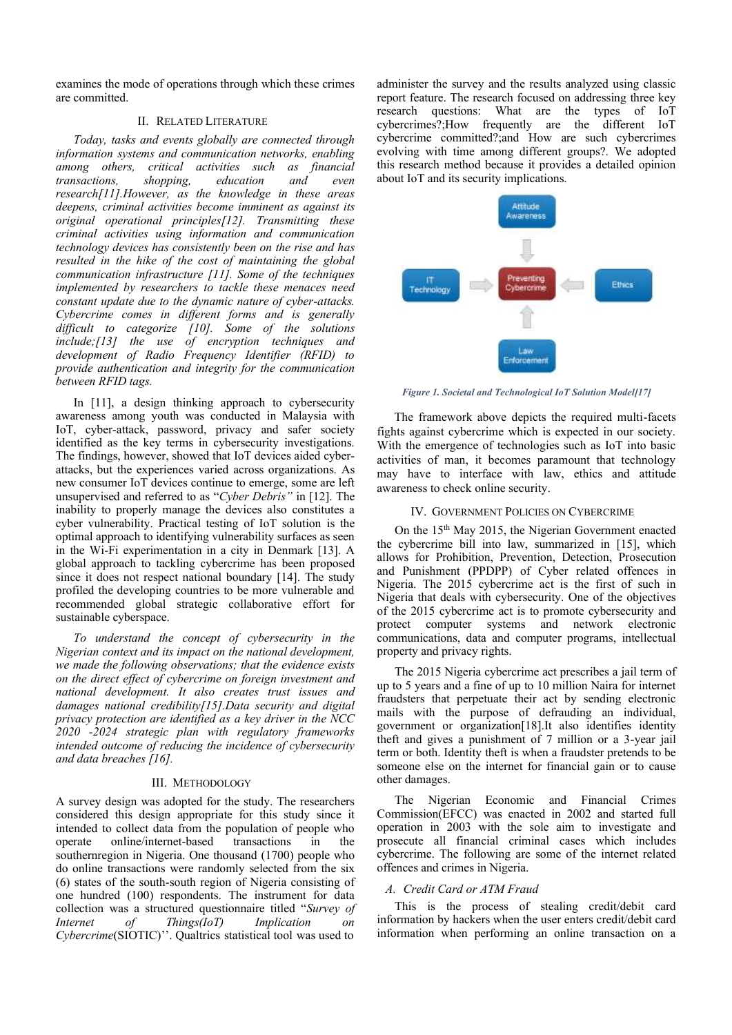examines the mode of operations through which these crimes are committed.

## II. Related Literature

*Today, tasks and events globally are connected through information systems and communication networks, enabling among others, critical activities such as financial transactions, shopping, education and even research[11].However, as the knowledge in these areas deepens, criminal activities become imminent as against its original operational principles[12]. Transmitting these criminal activities using information and communication technology devices has consistently been on the rise and has resulted in the hike of the cost of maintaining the global communication infrastructure [11]. Some of the techniques implemented by researchers to tackle these menaces need constant update due to the dynamic nature of cyber-attacks. Cybercrime comes in different forms and is generally difficult to categorize [10]. Some of the solutions include;[13] the use of encryption techniques and development of Radio Frequency Identifier (RFID) to provide authentication and integrity for the communication between RFID tags.*

In [11], a design thinking approach to cybersecurity awareness among youth was conducted in Malaysia with IoT, cyber-attack, password, privacy and safer society identified as the key terms in cybersecurity investigations. The findings, however, showed that IoT devices aided cyber-attacks, but the experiences varied across organizations. As new consumer IoT devices continue to emerge, some are left unsupervised and referred to as "*Cyber Debris"* in [12]. The inability to properly manage the devices also constitutes a cyber vulnerability. Practical testing of IoT solution is the optimal approach to identifying vulnerability surfaces as seen in the Wi-Fi experimentation in a city in Denmark [13]. A global approach to tackling cybercrime has been proposed since it does not respect national boundary [14]. The study profiled the developing countries to be more vulnerable and recommended global strategic collaborative effort for sustainable cyberspace.

*To understand the concept of cybersecurity in the Nigerian context and its impact on the national development, we made the following observations; that the evidence exists on the direct effect of cybercrime on foreign investment and national development. It also creates trust issues and damages national credibility[15].Data security and digital privacy protection are identified as a key driver in the NCC 2020 -2024 strategic plan with regulatory frameworks intended outcome of reducing the incidence of cybersecurity and data breaches [16].*

## III. Methodology

A survey design was adopted for the study. The researchers considered this design appropriate for this study since it intended to collect data from the population of people who operate online/internet-based transactions in the southernregion in Nigeria. One thousand (1700) people who do online transactions were randomly selected from the six (6) states of the south-south region of Nigeria consisting of one hundred (100) respondents. The instrument for data collection was a structured questionnaire titled "*Survey of Internet of Things(IoT) Implication on Cybercrime*(SIOTIC)''. Qualtrics statistical tool was used to administer the survey and the results analyzed using classic report feature. The research focused on addressing three key research questions: What are the types of IoT cybercrimes?;How frequently are the different IoT cybercrime committed?;and How are such cybercrimes evolving with time among different groups?. We adopted this research method because it provides a detailed opinion about IoT and its security implications.

*Figure 1. Societal and Technological IoT Solution Model[17]*

The framework above depicts the required multi-facets fights against cybercrime which is expected in our society. With the emergence of technologies such as IoT into basic activities of man, it becomes paramount that technology may have to interface with law, ethics and attitude awareness to check online security.

## IV. Government Policies on Cybercrime

On the 15th May 2015, the Nigerian Government enacted the cybercrime bill into law, summarized in [15], which allows for Prohibition, Prevention, Detection, Prosecution and Punishment (PPDPP) of Cyber related offences in Nigeria. The 2015 cybercrime act is the first of such in Nigeria that deals with cybersecurity. One of the objectives of the 2015 cybercrime act is to promote cybersecurity and protect computer systems and network electronic communications, data and computer programs, intellectual property and privacy rights.

The 2015 Nigeria cybercrime act prescribes a jail term of up to 5 years and a fine of up to 10 million Naira for internet fraudsters that perpetuate their act by sending electronic mails with the purpose of defrauding an individual, government or organization[18].It also identifies identity theft and gives a punishment of 7 million or a 3-year jail term or both. Identity theft is when a fraudster pretends to be someone else on the internet for financial gain or to cause other damages.

The Nigerian Economic and Financial Crimes Commission(EFCC) was enacted in 2002 and started full operation in 2003 with the sole aim to investigate and prosecute all financial criminal cases which includes cybercrime. The following are some of the internet related offences and crimes in Nigeria.

### *A. Credit Card or ATM Fraud*

This is the process of stealing credit/debit card information by hackers when the user enters credit/debit card information when performing an online transaction on a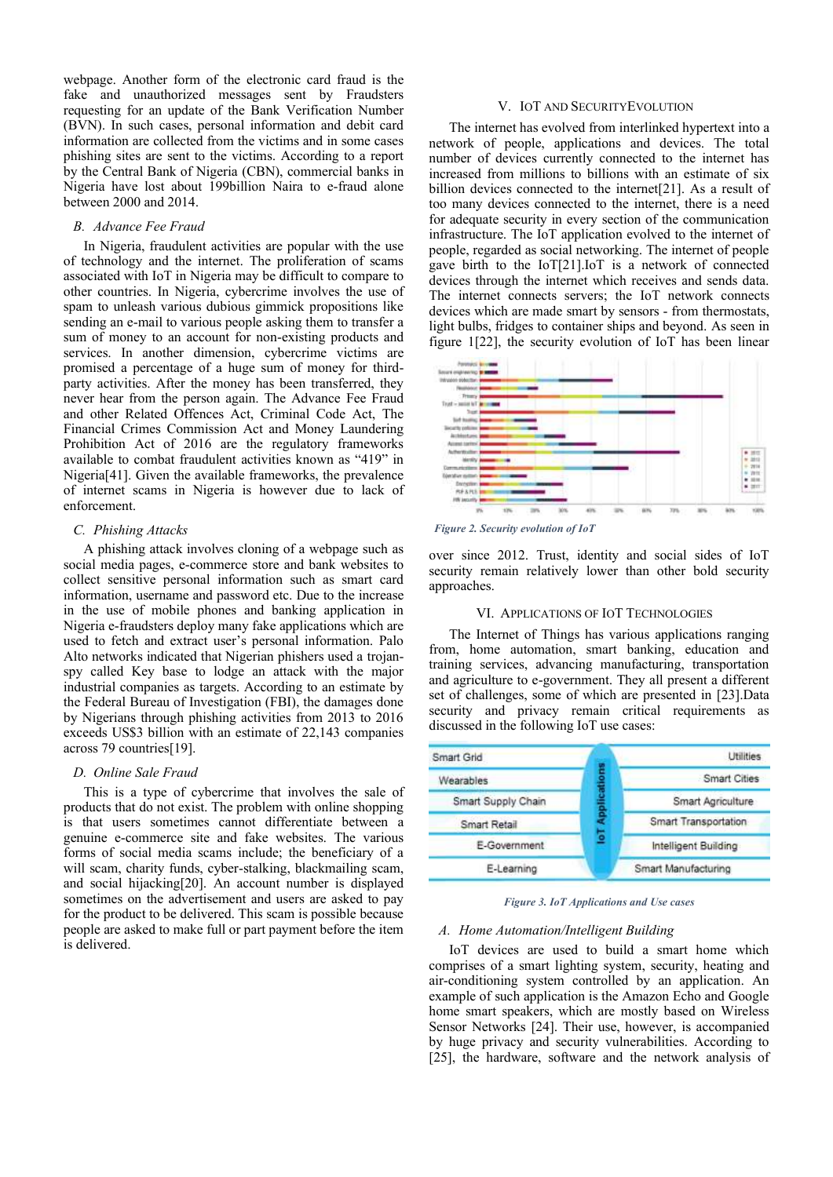webpage. Another form of the electronic card fraud is the fake and unauthorized messages sent by Fraudsters requesting for an update of the Bank Verification Number (BVN). In such cases, personal information and debit card information are collected from the victims and in some cases phishing sites are sent to the victims. According to a report by the Central Bank of Nigeria (CBN), commercial banks in Nigeria have lost about 199billion Naira to e-fraud alone between 2000 and 2014.

### B. Advance Fee Fraud

In Nigeria, fraudulent activities are popular with the use of technology and the internet. The proliferation of scams associated with IoT in Nigeria may be difficult to compare to other countries. In Nigeria, cybercrime involves the use of spam to unleash various dubious gimmick propositions like sending an e-mail to various people asking them to transfer a sum of money to an account for non-existing products and services. In another dimension, cybercrime victims are promised a percentage of a huge sum of money for third-party activities. After the money has been transferred, they never hear from the person again. The Advance Fee Fraud and other Related Offences Act, Criminal Code Act, The Financial Crimes Commission Act and Money Laundering Prohibition Act of 2016 are the regulatory frameworks available to combat fraudulent activities known as "419" in Nigeria[41]. Given the available frameworks, the prevalence of internet scams in Nigeria is however due to lack of enforcement.

### C. Phishing Attacks

A phishing attack involves cloning of a webpage such as social media pages, e-commerce store and bank websites to collect sensitive personal information such as smart card information, username and password etc. Due to the increase in the use of mobile phones and banking application in Nigeria e-fraudsters deploy many fake applications which are used to fetch and extract user's personal information. Palo Alto networks indicated that Nigerian phishers used a trojan-spy called Key base to lodge an attack with the major industrial companies as targets. According to an estimate by the Federal Bureau of Investigation (FBI), the damages done by Nigerians through phishing activities from 2013 to 2016 exceeds US$3 billion with an estimate of 22,143 companies across 79 countries[19].

### D. Online Sale Fraud

This is a type of cybercrime that involves the sale of products that do not exist. The problem with online shopping is that users sometimes cannot differentiate between a genuine e-commerce site and fake websites. The various forms of social media scams include; the beneficiary of a will scam, charity funds, cyber-stalking, blackmailing scam, and social hijacking[20]. An account number is displayed sometimes on the advertisement and users are asked to pay for the product to be delivered. This scam is possible because people are asked to make full or part payment before the item is delivered.

## V. IoT AND SECURITY EVOLUTION

The internet has evolved from interlinked hypertext into a network of people, applications and devices. The total number of devices currently connected to the internet has increased from millions to billions with an estimate of six billion devices connected to the internet[21]. As a result of too many devices connected to the internet, there is a need for adequate security in every section of the communication infrastructure. The IoT application evolved to the internet of people, regarded as social networking. The internet of people gave birth to the IoT[21].IoT is a network of connected devices through the internet which receives and sends data. The internet connects servers; the IoT network connects devices which are made smart by sensors - from thermostats, light bulbs, fridges to container ships and beyond. As seen in figure 1[22], the security evolution of IoT has been linear

*Figure 2. Security evolution of IoT*

over since 2012. Trust, identity and social sides of IoT security remain relatively lower than other bold security approaches.

## VI. APPLICATIONS OF IoT TECHNOLOGIES

The Internet of Things has various applications ranging from, home automation, smart banking, education and training services, advancing manufacturing, transportation and agriculture to e-government. They all present a different set of challenges, some of which are presented in [23].Data security and privacy remain critical requirements as discussed in the following IoT use cases:

| | IoT Applications | |
|---|---|---|
| Smart Grid | | Utilities |
| Wearables | | Smart Cities |
| Smart Supply Chain | | Smart Agriculture |
| Smart Retail | | Smart Transportation |
| E-Government | | Intelligent Building |
| E-Learning | | Smart Manufacturing |

*Figure 3. IoT Applications and Use cases*

### A. Home Automation/Intelligent Building

IoT devices are used to build a smart home which comprises of a smart lighting system, security, heating and air-conditioning system controlled by an application. An example of such application is the Amazon Echo and Google home smart speakers, which are mostly based on Wireless Sensor Networks [24]. Their use, however, is accompanied by huge privacy and security vulnerabilities. According to [25], the hardware, software and the network analysis of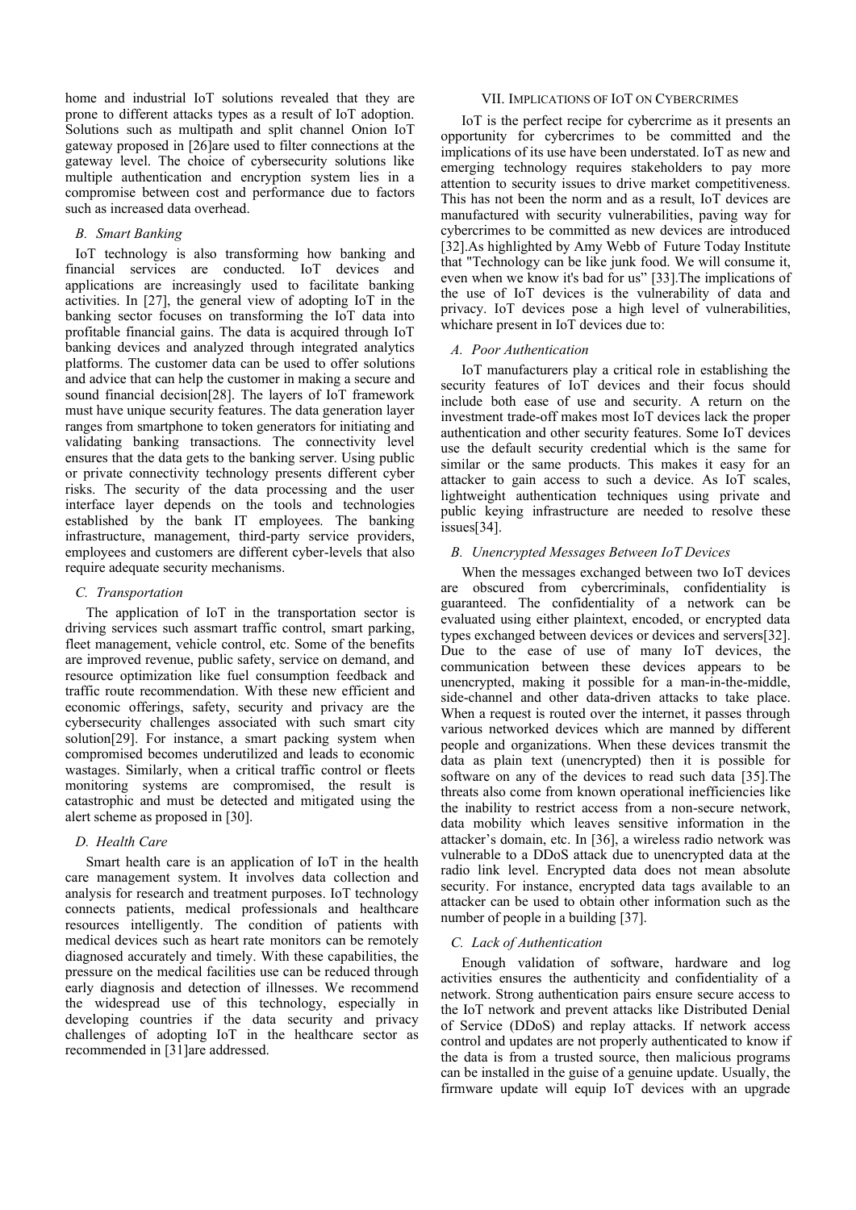home and industrial IoT solutions revealed that they are prone to different attacks types as a result of IoT adoption. Solutions such as multipath and split channel Onion IoT gateway proposed in [26]are used to filter connections at the gateway level. The choice of cybersecurity solutions like multiple authentication and encryption system lies in a compromise between cost and performance due to factors such as increased data overhead.

### *B. Smart Banking*

IoT technology is also transforming how banking and financial services are conducted. IoT devices and applications are increasingly used to facilitate banking activities. In [27], the general view of adopting IoT in the banking sector focuses on transforming the IoT data into profitable financial gains. The data is acquired through IoT banking devices and analyzed through integrated analytics platforms. The customer data can be used to offer solutions and advice that can help the customer in making a secure and sound financial decision[28]. The layers of IoT framework must have unique security features. The data generation layer ranges from smartphone to token generators for initiating and validating banking transactions. The connectivity level ensures that the data gets to the banking server. Using public or private connectivity technology presents different cyber risks. The security of the data processing and the user interface layer depends on the tools and technologies established by the bank IT employees. The banking infrastructure, management, third-party service providers, employees and customers are different cyber-levels that also require adequate security mechanisms.

### *C. Transportation*

The application of IoT in the transportation sector is driving services such assmart traffic control, smart parking, fleet management, vehicle control, etc. Some of the benefits are improved revenue, public safety, service on demand, and resource optimization like fuel consumption feedback and traffic route recommendation. With these new efficient and economic offerings, safety, security and privacy are the cybersecurity challenges associated with such smart city solution[29]. For instance, a smart packing system when compromised becomes underutilized and leads to economic wastages. Similarly, when a critical traffic control or fleets monitoring systems are compromised, the result is catastrophic and must be detected and mitigated using the alert scheme as proposed in [30].

### *D. Health Care*

Smart health care is an application of IoT in the health care management system. It involves data collection and analysis for research and treatment purposes. IoT technology connects patients, medical professionals and healthcare resources intelligently. The condition of patients with medical devices such as heart rate monitors can be remotely diagnosed accurately and timely. With these capabilities, the pressure on the medical facilities use can be reduced through early diagnosis and detection of illnesses. We recommend the widespread use of this technology, especially in developing countries if the data security and privacy challenges of adopting IoT in the healthcare sector as recommended in [31]are addressed.

## VII. Implications of IoT on Cybercrimes

IoT is the perfect recipe for cybercrime as it presents an opportunity for cybercrimes to be committed and the implications of its use have been understated. IoT as new and emerging technology requires stakeholders to pay more attention to security issues to drive market competitiveness. This has not been the norm and as a result, IoT devices are manufactured with security vulnerabilities, paving way for cybercrimes to be committed as new devices are introduced [32].As highlighted by Amy Webb of Future Today Institute that "Technology can be like junk food. We will consume it, even when we know it's bad for us" [33].The implications of the use of IoT devices is the vulnerability of data and privacy. IoT devices pose a high level of vulnerabilities, whichare present in IoT devices due to:

### *A. Poor Authentication*

IoT manufacturers play a critical role in establishing the security features of IoT devices and their focus should include both ease of use and security. A return on the investment trade-off makes most IoT devices lack the proper authentication and other security features. Some IoT devices use the default security credential which is the same for similar or the same products. This makes it easy for an attacker to gain access to such a device. As IoT scales, lightweight authentication techniques using private and public keying infrastructure are needed to resolve these issues[34].

### *B. Unencrypted Messages Between IoT Devices*

When the messages exchanged between two IoT devices are obscured from cybercriminals, confidentiality is guaranteed. The confidentiality of a network can be evaluated using either plaintext, encoded, or encrypted data types exchanged between devices or devices and servers[32]. Due to the ease of use of many IoT devices, the communication between these devices appears to be unencrypted, making it possible for a man-in-the-middle, side-channel and other data-driven attacks to take place. When a request is routed over the internet, it passes through various networked devices which are manned by different people and organizations. When these devices transmit the data as plain text (unencrypted) then it is possible for software on any of the devices to read such data [35].The threats also come from known operational inefficiencies like the inability to restrict access from a non-secure network, data mobility which leaves sensitive information in the attacker's domain, etc. In [36], a wireless radio network was vulnerable to a DDoS attack due to unencrypted data at the radio link level. Encrypted data does not mean absolute security. For instance, encrypted data tags available to an attacker can be used to obtain other information such as the number of people in a building [37].

### *C. Lack of Authentication*

Enough validation of software, hardware and log activities ensures the authenticity and confidentiality of a network. Strong authentication pairs ensure secure access to the IoT network and prevent attacks like Distributed Denial of Service (DDoS) and replay attacks. If network access control and updates are not properly authenticated to know if the data is from a trusted source, then malicious programs can be installed in the guise of a genuine update. Usually, the firmware update will equip IoT devices with an upgrade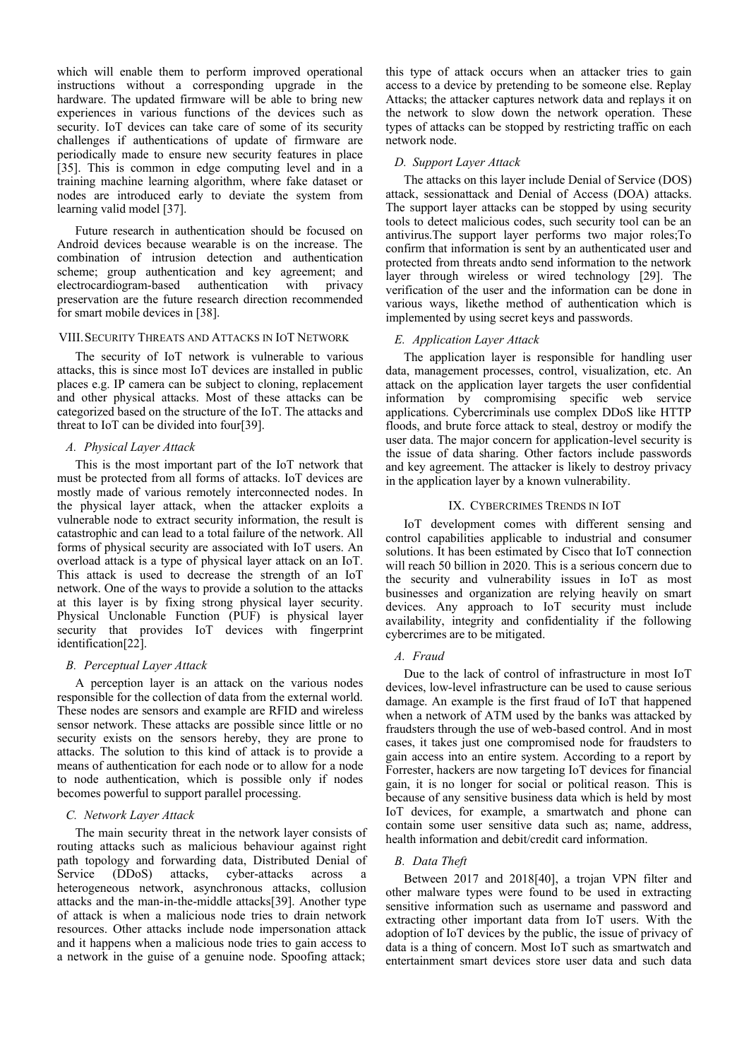which will enable them to perform improved operational instructions without a corresponding upgrade in the hardware. The updated firmware will be able to bring new experiences in various functions of the devices such as security. IoT devices can take care of some of its security challenges if authentications of update of firmware are periodically made to ensure new security features in place [35]. This is common in edge computing level and in a training machine learning algorithm, where fake dataset or nodes are introduced early to deviate the system from learning valid model [37].

Future research in authentication should be focused on Android devices because wearable is on the increase. The combination of intrusion detection and authentication scheme; group authentication and key agreement; and electrocardiogram-based authentication with privacy preservation are the future research direction recommended for smart mobile devices in [38].

## VIII. Security Threats and Attacks in IoT Network

The security of IoT network is vulnerable to various attacks, this is since most IoT devices are installed in public places e.g. IP camera can be subject to cloning, replacement and other physical attacks. Most of these attacks can be categorized based on the structure of the IoT. The attacks and threat to IoT can be divided into four[39].

### A. Physical Layer Attack

This is the most important part of the IoT network that must be protected from all forms of attacks. IoT devices are mostly made of various remotely interconnected nodes. In the physical layer attack, when the attacker exploits a vulnerable node to extract security information, the result is catastrophic and can lead to a total failure of the network. All forms of physical security are associated with IoT users. An overload attack is a type of physical layer attack on an IoT. This attack is used to decrease the strength of an IoT network. One of the ways to provide a solution to the attacks at this layer is by fixing strong physical layer security. Physical Unclonable Function (PUF) is physical layer security that provides IoT devices with fingerprint identification[22].

### B. Perceptual Layer Attack

A perception layer is an attack on the various nodes responsible for the collection of data from the external world. These nodes are sensors and example are RFID and wireless sensor network. These attacks are possible since little or no security exists on the sensors hereby, they are prone to attacks. The solution to this kind of attack is to provide a means of authentication for each node or to allow for a node to node authentication, which is possible only if nodes becomes powerful to support parallel processing.

### C. Network Layer Attack

The main security threat in the network layer consists of routing attacks such as malicious behaviour against right path topology and forwarding data, Distributed Denial of Service (DDoS) attacks, cyber-attacks across a heterogeneous network, asynchronous attacks, collusion attacks and the man-in-the-middle attacks[39]. Another type of attack is when a malicious node tries to drain network resources. Other attacks include node impersonation attack and it happens when a malicious node tries to gain access to a network in the guise of a genuine node. Spoofing attack; this type of attack occurs when an attacker tries to gain access to a device by pretending to be someone else. Replay Attacks; the attacker captures network data and replays it on the network to slow down the network operation. These types of attacks can be stopped by restricting traffic on each network node.

### D. Support Layer Attack

The attacks on this layer include Denial of Service (DOS) attack, sessionattack and Denial of Access (DOA) attacks. The support layer attacks can be stopped by using security tools to detect malicious codes, such security tool can be an antivirus.The support layer performs two major roles;To confirm that information is sent by an authenticated user and protected from threats andto send information to the network layer through wireless or wired technology [29]. The verification of the user and the information can be done in various ways, likethe method of authentication which is implemented by using secret keys and passwords.

### E. Application Layer Attack

The application layer is responsible for handling user data, management processes, control, visualization, etc. An attack on the application layer targets the user confidential information by compromising specific web service applications. Cybercriminals use complex DDoS like HTTP floods, and brute force attack to steal, destroy or modify the user data. The major concern for application-level security is the issue of data sharing. Other factors include passwords and key agreement. The attacker is likely to destroy privacy in the application layer by a known vulnerability.

## IX. Cybercrimes Trends in IoT

IoT development comes with different sensing and control capabilities applicable to industrial and consumer solutions. It has been estimated by Cisco that IoT connection will reach 50 billion in 2020. This is a serious concern due to the security and vulnerability issues in IoT as most businesses and organization are relying heavily on smart devices. Any approach to IoT security must include availability, integrity and confidentiality if the following cybercrimes are to be mitigated.

### A. Fraud

Due to the lack of control of infrastructure in most IoT devices, low-level infrastructure can be used to cause serious damage. An example is the first fraud of IoT that happened when a network of ATM used by the banks was attacked by fraudsters through the use of web-based control. And in most cases, it takes just one compromised node for fraudsters to gain access into an entire system. According to a report by Forrester, hackers are now targeting IoT devices for financial gain, it is no longer for social or political reason. This is because of any sensitive business data which is held by most IoT devices, for example, a smartwatch and phone can contain some user sensitive data such as; name, address, health information and debit/credit card information.

### B. Data Theft

Between 2017 and 2018[40], a trojan VPN filter and other malware types were found to be used in extracting sensitive information such as username and password and extracting other important data from IoT users. With the adoption of IoT devices by the public, the issue of privacy of data is a thing of concern. Most IoT such as smartwatch and entertainment smart devices store user data and such data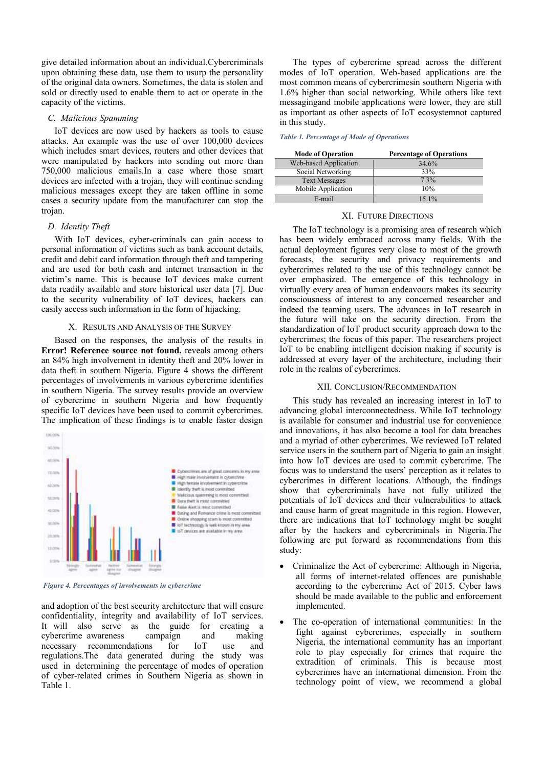give detailed information about an individual.Cybercriminals upon obtaining these data, use them to usurp the personality of the original data owners. Sometimes, the data is stolen and sold or directly used to enable them to act or operate in the capacity of the victims.

### C. Malicious Spamming

IoT devices are now used by hackers as tools to cause attacks. An example was the use of over 100,000 devices which includes smart devices, routers and other devices that were manipulated by hackers into sending out more than 750,000 malicious emails.In a case where those smart devices are infected with a trojan, they will continue sending malicious messages except they are taken offline in some cases a security update from the manufacturer can stop the trojan.

### D. Identity Theft

With IoT devices, cyber-criminals can gain access to personal information of victims such as bank account details, credit and debit card information through theft and tampering and are used for both cash and internet transaction in the victim's name. This is because IoT devices make current data readily available and store historical user data [7]. Due to the security vulnerability of IoT devices, hackers can easily access such information in the form of hijacking.

## X. Results and Analysis of the Survey

Based on the responses, the analysis of the results in **Error! Reference source not found.** reveals among others an 84% high involvement in identity theft and 20% lower in data theft in southern Nigeria. Figure 4 shows the different percentages of involvements in various cybercrime identifies in southern Nigeria. The survey results provide an overview of cybercrime in southern Nigeria and how frequently specific IoT devices have been used to commit cybercrimes. The implication of these findings is to enable faster design and adoption of the best security architecture that will ensure confidentiality, integrity and availability of IoT services. It will also serve as the guide for creating a cybercrime awareness campaign and making necessary recommendations for IoT use and regulations.The data generated during the study was used in determining the percentage of modes of operation of cyber-related crimes in Southern Nigeria as shown in Table 1.

*Figure 4. Percentages of involvements in cybercrime*

The types of cybercrime spread across the different modes of IoT operation. Web-based applications are the most common means of cybercrimesin southern Nigeria with 1.6% higher than social networking. While others like text messagingand mobile applications were lower, they are still as important as other aspects of IoT ecosystemnot captured in this study.

*Table 1. Percentage of Mode of Operations*

| Mode of Operation | Percentage of Operations |
|---|---|
| Web-based Application | 34.6% |
| Social Networking | 33% |
| Text Messages | 7.3% |
| Mobile Application | 10% |
| E-mail | 15.1% |

## XI. Future Directions

The IoT technology is a promising area of research which has been widely embraced across many fields. With the actual deployment figures very close to most of the growth forecasts, the security and privacy requirements and cybercrimes related to the use of this technology cannot be over emphasized. The emergence of this technology in virtually every area of human endeavours makes its security consciousness of interest to any concerned researcher and indeed the teaming users. The advances in IoT research in the future will take on the security direction. From the standardization of IoT product security approach down to the cybercrimes; the focus of this paper. The researchers project IoT to be enabling intelligent decision making if security is addressed at every layer of the architecture, including their role in the realms of cybercrimes.

## XII. Conclusion/Recommendation

This study has revealed an increasing interest in IoT to advancing global interconnectedness. While IoT technology is available for consumer and industrial use for convenience and innovations, it has also become a tool for data breaches and a myriad of other cybercrimes. We reviewed IoT related service users in the southern part of Nigeria to gain an insight into how IoT devices are used to commit cybercrime. The focus was to understand the users' perception as it relates to cybercrimes in different locations. Although, the findings show that cybercriminals have not fully utilized the potentials of IoT devices and their vulnerabilities to attack and cause harm of great magnitude in this region. However, there are indications that IoT technology might be sought after by the hackers and cybercriminals in Nigeria.The following are put forward as recommendations from this study:

- Criminalize the Act of cybercrime: Although in Nigeria, all forms of internet-related offences are punishable according to the cybercrime Act of 2015. Cyber laws should be made available to the public and enforcement implemented.
- The co-operation of international communities: In the fight against cybercrimes, especially in southern Nigeria, the international community has an important role to play especially for crimes that require the extradition of criminals. This is because most cybercrimes have an international dimension. From the technology point of view, we recommend a global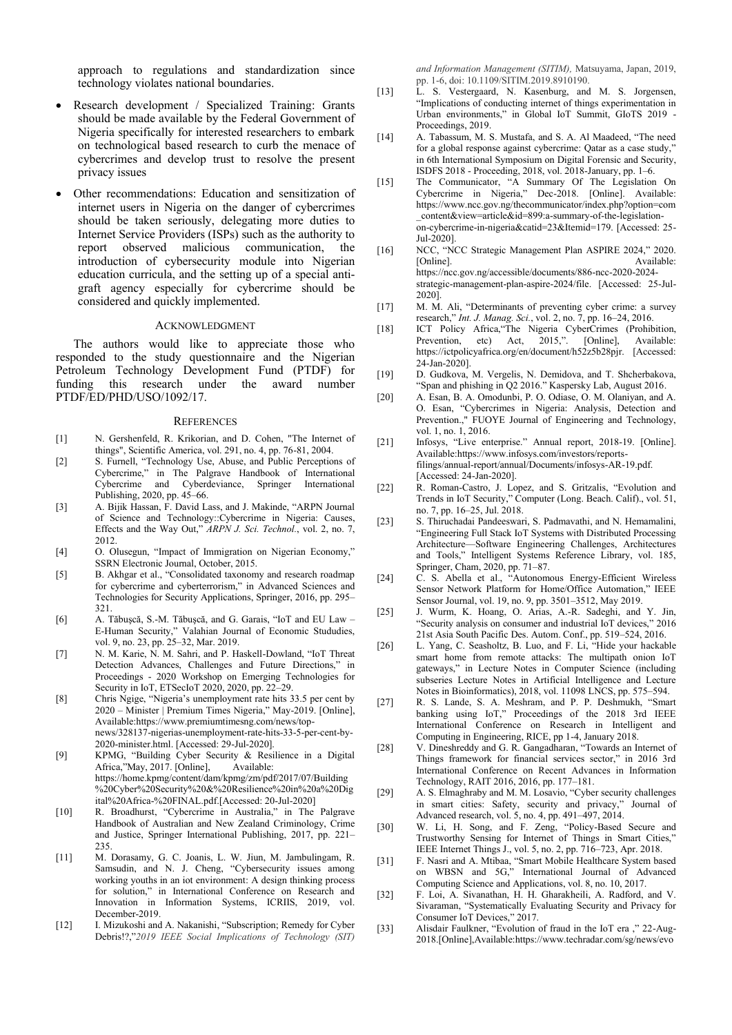approach to regulations and standardization since technology violates national boundaries.

- Research development / Specialized Training: Grants should be made available by the Federal Government of Nigeria specifically for interested researchers to embark on technological based research to curb the menace of cybercrimes and develop trust to resolve the present privacy issues
- Other recommendations: Education and sensitization of internet users in Nigeria on the danger of cybercrimes should be taken seriously, delegating more duties to Internet Service Providers (ISPs) such as the authority to report observed malicious communication, the introduction of cybersecurity module into Nigerian education curricula, and the setting up of a special anti-graft agency especially for cybercrime should be considered and quickly implemented.

## ACKNOWLEDGMENT

The authors would like to appreciate those who responded to the study questionnaire and the Nigerian Petroleum Technology Development Fund (PTDF) for funding this research under the award number PTDF/ED/PHD/USO/1092/17.

## REFERENCES

[1] N. Gershenfeld, R. Krikorian, and D. Cohen, "The Internet of things", Scientific America, vol. 291, no. 4, pp. 76-81, 2004.

[2] S. Furnell, "Technology Use, Abuse, and Public Perceptions of Cybercrime," in The Palgrave Handbook of International Cybercrime and Cyberdeviance, Springer International Publishing, 2020, pp. 45–66.

[3] A. Bijik Hassan, F. David Lass, and J. Makinde, "ARPN Journal of Science and Technology::Cybercrime in Nigeria: Causes, Effects and the Way Out," *ARPN J. Sci. Technol.*, vol. 2, no. 7, 2012.

[4] O. Olusegun, "Impact of Immigration on Nigerian Economy," SSRN Electronic Journal, October, 2015.

[5] B. Akhgar et al., "Consolidated taxonomy and research roadmap for cybercrime and cyberterrorism," in Advanced Sciences and Technologies for Security Applications, Springer, 2016, pp. 295–321.

[6] A. Tăbuşcă, S.-M. Tăbuşcă, and G. Garais, "IoT and EU Law – E-Human Security," Valahian Journal of Economic Stududies, vol. 9, no. 23, pp. 25–32, Mar. 2019.

[7] N. M. Karie, N. M. Sahri, and P. Haskell-Dowland, "IoT Threat Detection Advances, Challenges and Future Directions," in Proceedings - 2020 Workshop on Emerging Technologies for Security in IoT, ETSecIoT 2020, 2020, pp. 22–29.

[8] Chris Ngige, "Nigeria's unemployment rate hits 33.5 per cent by 2020 – Minister | Premium Times Nigeria," May-2019. [Online], Available:https://www.premiumtimesng.com/news/top-news/328137-nigerias-unemployment-rate-hits-33-5-per-cent-by-2020-minister.html. [Accessed: 29-Jul-2020].

[9] KPMG, "Building Cyber Security & Resilience in a Digital Africa,"May, 2017. [Online], Available: https://home.kpmg/content/dam/kpmg/zm/pdf/2017/07/Building%20Cyber%20Security%20&%20Resilience%20in%20a%20Digital%20Africa-%20FINAL.pdf.[Accessed: 20-Jul-2020]

[10] R. Broadhurst, "Cybercrime in Australia," in The Palgrave Handbook of Australian and New Zealand Criminology, Crime and Justice, Springer International Publishing, 2017, pp. 221–235.

[11] M. Dorasamy, G. C. Joanis, L. W. Jiun, M. Jambulingam, R. Samsudin, and N. J. Cheng, "Cybersecurity issues among working youths in an iot environment: A design thinking process for solution," in International Conference on Research and Innovation in Information Systems, ICRIIS, 2019, vol. December-2019.

[12] I. Mizukoshi and A. Nakanishi, "Subscription; Remedy for Cyber Debris!?,"*2019 IEEE Social Implications of Technology (SIT) and Information Management (SITIM),* Matsuyama, Japan, 2019, pp. 1-6, doi: 10.1109/SITIM.2019.8910190.

[13] L. S. Vestergaard, N. Kasenburg, and M. S. Jorgensen, "Implications of conducting internet of things experimentation in Urban environments," in Global IoT Summit, GIoTS 2019 - Proceedings, 2019.

[14] A. Tabassum, M. S. Mustafa, and S. A. Al Maadeed, "The need for a global response against cybercrime: Qatar as a case study," in 6th International Symposium on Digital Forensic and Security, ISDFS 2018 - Proceeding, 2018, vol. 2018-January, pp. 1–6.

[15] The Communicator, "A Summary Of The Legislation On Cybercrime in Nigeria," Dec-2018. [Online]. Available: https://www.ncc.gov.ng/thecommunicator/index.php?option=com_content&view=article&id=899:a-summary-of-the-legislation-on-cybercrime-in-nigeria&catid=23&Itemid=179. [Accessed: 25-Jul-2020].

[16] NCC, "NCC Strategic Management Plan ASPIRE 2024," 2020. [Online]. Available: https://ncc.gov.ng/accessible/documents/886-ncc-2020-2024-strategic-management-plan-aspire-2024/file. [Accessed: 25-Jul-2020].

[17] M. M. Ali, "Determinants of preventing cyber crime: a survey research," *Int. J. Manag. Sci.*, vol. 2, no. 7, pp. 16–24, 2016.

[18] ICT Policy Africa,"The Nigeria CyberCrimes (Prohibition, Prevention, etc) Act, 2015,". [Online], Available: https://ictpolicyafrica.org/en/document/h52z5b28pjr. [Accessed: 24-Jan-2020].

[19] D. Gudkova, M. Vergelis, N. Demidova, and T. Shcherbakova, "Span and phishing in Q2 2016." Kaspersky Lab, August 2016.

[20] A. Esan, B. A. Omodunbi, P. O. Odiase, O. M. Olaniyan, and A. O. Esan, "Cybercrimes in Nigeria: Analysis, Detection and Prevention.," FUOYE Journal of Engineering and Technology, vol. 1, no. 1, 2016.

[21] Infosys, "Live enterprise." Annual report, 2018-19. [Online]. Available:https://www.infosys.com/investors/reports-filings/annual-report/annual/Documents/infosys-AR-19.pdf. [Accessed: 24-Jan-2020].

[22] R. Roman-Castro, J. Lopez, and S. Gritzalis, "Evolution and Trends in IoT Security," Computer (Long. Beach. Calif)., vol. 51, no. 7, pp. 16–25, Jul. 2018.

[23] S. Thiruchadai Pandeeswari, S. Padmavathi, and N. Hemamalini, "Engineering Full Stack IoT Systems with Distributed Processing Architecture—Software Engineering Challenges, Architectures and Tools," Intelligent Systems Reference Library, vol. 185, Springer, Cham, 2020, pp. 71–87.

[24] C. S. Abella et al., "Autonomous Energy-Efficient Wireless Sensor Network Platform for Home/Office Automation," IEEE Sensor Journal, vol. 19, no. 9, pp. 3501–3512, May 2019.

[25] J. Wurm, K. Hoang, O. Arias, A.-R. Sadeghi, and Y. Jin, "Security analysis on consumer and industrial IoT devices," 2016 21st Asia South Pacific Des. Autom. Conf., pp. 519–524, 2016.

[26] L. Yang, C. Seasholtz, B. Luo, and F. Li, "Hide your hackable smart home from remote attacks: The multipath onion IoT gateways," in Lecture Notes in Computer Science (including subseries Lecture Notes in Artificial Intelligence and Lecture Notes in Bioinformatics), 2018, vol. 11098 LNCS, pp. 575–594.

[27] R. S. Lande, S. A. Meshram, and P. P. Deshmukh, "Smart banking using IoT," Proceedings of the 2018 3rd IEEE International Conference on Research in Intelligent and Computing in Engineering, RICE, pp 1-4, January 2018.

[28] V. Dineshreddy and G. R. Gangadharan, "Towards an Internet of Things framework for financial services sector," in 2016 3rd International Conference on Recent Advances in Information Technology, RAIT 2016, 2016, pp. 177–181.

[29] A. S. Elmaghraby and M. M. Losavio, "Cyber security challenges in smart cities: Safety, security and privacy," Journal of Advanced research, vol. 5, no. 4, pp. 491–497, 2014.

[30] W. Li, H. Song, and F. Zeng, "Policy-Based Secure and Trustworthy Sensing for Internet of Things in Smart Cities," IEEE Internet Things J., vol. 5, no. 2, pp. 716–723, Apr. 2018.

[31] F. Nasri and A. Mtibaa, "Smart Mobile Healthcare System based on WBSN and 5G," International Journal of Advanced Computing Science and Applications, vol. 8, no. 10, 2017.

[32] F. Loi, A. Sivanathan, H. H. Gharakheili, A. Radford, and V. Sivaraman, "Systematically Evaluating Security and Privacy for Consumer IoT Devices," 2017.

[33] Alisdair Faulkner, "Evolution of fraud in the IoT era ," 22-Aug-2018.[Online],Available:https://www.techradar.com/sg/news/evo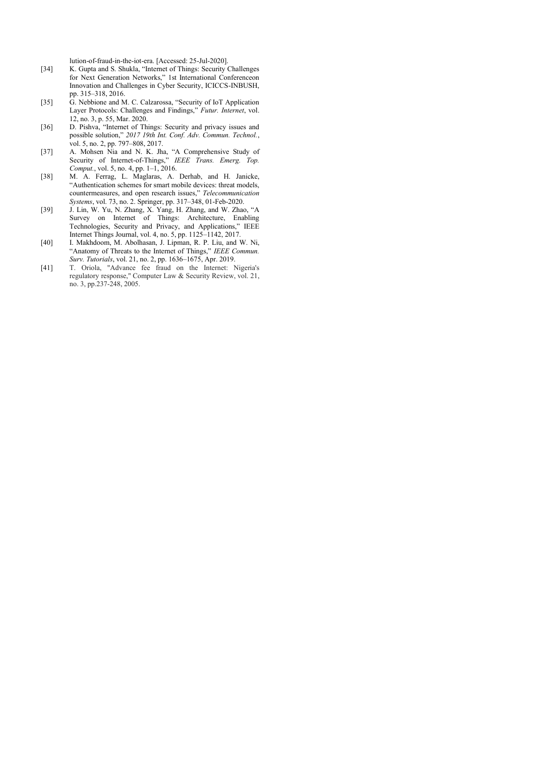lution-of-fraud-in-the-iot-era. [Accessed: 25-Jul-2020].

[34] K. Gupta and S. Shukla, "Internet of Things: Security Challenges for Next Generation Networks," 1st International Conferenceon Innovation and Challenges in Cyber Security, ICICCS-INBUSH, pp. 315–318, 2016.

[35] G. Nebbione and M. C. Calzarossa, "Security of IoT Application Layer Protocols: Challenges and Findings," *Futur. Internet*, vol. 12, no. 3, p. 55, Mar. 2020.

[36] D. Pishva, "Internet of Things: Security and privacy issues and possible solution," *2017 19th Int. Conf. Adv. Commun. Technol.*, vol. 5, no. 2, pp. 797–808, 2017.

[37] A. Mohsen Nia and N. K. Jha, "A Comprehensive Study of Security of Internet-of-Things," *IEEE Trans. Emerg. Top. Comput.*, vol. 5, no. 4, pp. 1–1, 2016.

[38] M. A. Ferrag, L. Maglaras, A. Derhab, and H. Janicke, "Authentication schemes for smart mobile devices: threat models, countermeasures, and open research issues," *Telecommunication Systems*, vol. 73, no. 2. Springer, pp. 317–348, 01-Feb-2020.

[39] J. Lin, W. Yu, N. Zhang, X. Yang, H. Zhang, and W. Zhao, "A Survey on Internet of Things: Architecture, Enabling Technologies, Security and Privacy, and Applications," IEEE Internet Things Journal, vol. 4, no. 5, pp. 1125–1142, 2017.

[40] I. Makhdoom, M. Abolhasan, J. Lipman, R. P. Liu, and W. Ni, "Anatomy of Threats to the Internet of Things," *IEEE Commun. Surv. Tutorials*, vol. 21, no. 2, pp. 1636–1675, Apr. 2019.

[41] T. Oriola, "Advance fee fraud on the Internet: Nigeria's regulatory response," Computer Law & Security Review, vol. 21, no. 3, pp.237-248, 2005.